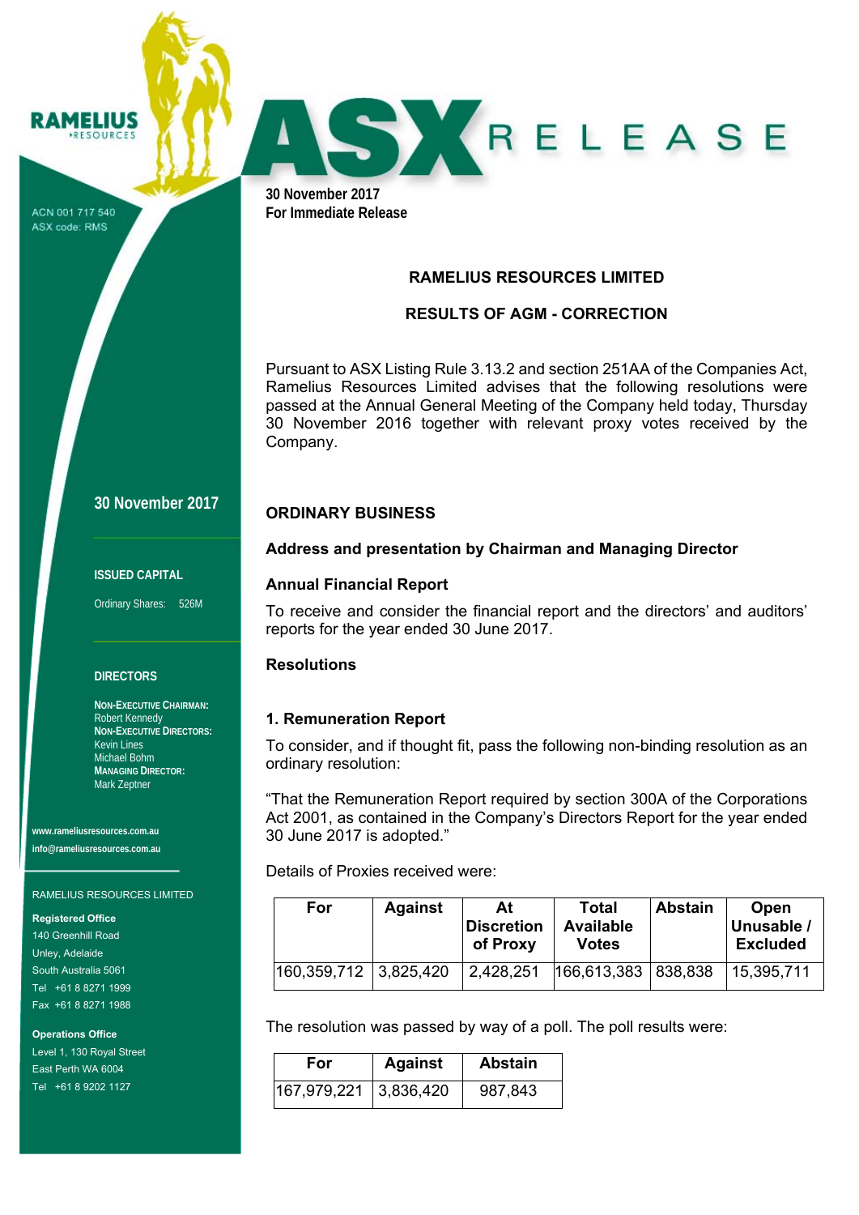RAMELIUS RESOURCES

ACN 001 717 540
ASX code: RMS

# ASX RELEASE

**30 November 2017**
**For Immediate Release**

## RAMELIUS RESOURCES LIMITED

## RESULTS OF AGM - CORRECTION

Pursuant to ASX Listing Rule 3.13.2 and section 251AA of the Companies Act, Ramelius Resources Limited advises that the following resolutions were passed at the Annual General Meeting of the Company held today, Thursday 30 November 2016 together with relevant proxy votes received by the Company.

### ORDINARY BUSINESS

#### Address and presentation by Chairman and Managing Director

#### Annual Financial Report

To receive and consider the financial report and the directors' and auditors' reports for the year ended 30 June 2017.

#### Resolutions

#### 1. Remuneration Report

To consider, and if thought fit, pass the following non-binding resolution as an ordinary resolution:

"That the Remuneration Report required by section 300A of the Corporations Act 2001, as contained in the Company's Directors Report for the year ended 30 June 2017 is adopted."

Details of Proxies received were:

| For | Against | At Discretion of Proxy | Total Available Votes | Abstain | Open Unusable / Excluded |
|---|---|---|---|---|---|
| 160,359,712 | 3,825,420 | 2,428,251 | 166,613,383 | 838,838 | 15,395,711 |

The resolution was passed by way of a poll. The poll results were:

| For | Against | Abstain |
|---|---|---|
| 167,979,221 | 3,836,420 | 987,843 |

**30 November 2017**

**ISSUED CAPITAL**

Ordinary Shares: 526M

**DIRECTORS**

**NON-EXECUTIVE CHAIRMAN:**
Robert Kennedy
**NON-EXECUTIVE DIRECTORS:**
Kevin Lines
Michael Bohm
**MANAGING DIRECTOR:**
Mark Zeptner

**www.rameliusresources.com.au**
**info@rameliusresources.com.au**

RAMELIUS RESOURCES LIMITED

**Registered Office**
140 Greenhill Road
Unley, Adelaide
South Australia 5061
Tel +61 8 8271 1999
Fax +61 8 8271 1988

**Operations Office**
Level 1, 130 Royal Street
East Perth WA 6004
Tel +61 8 9202 1127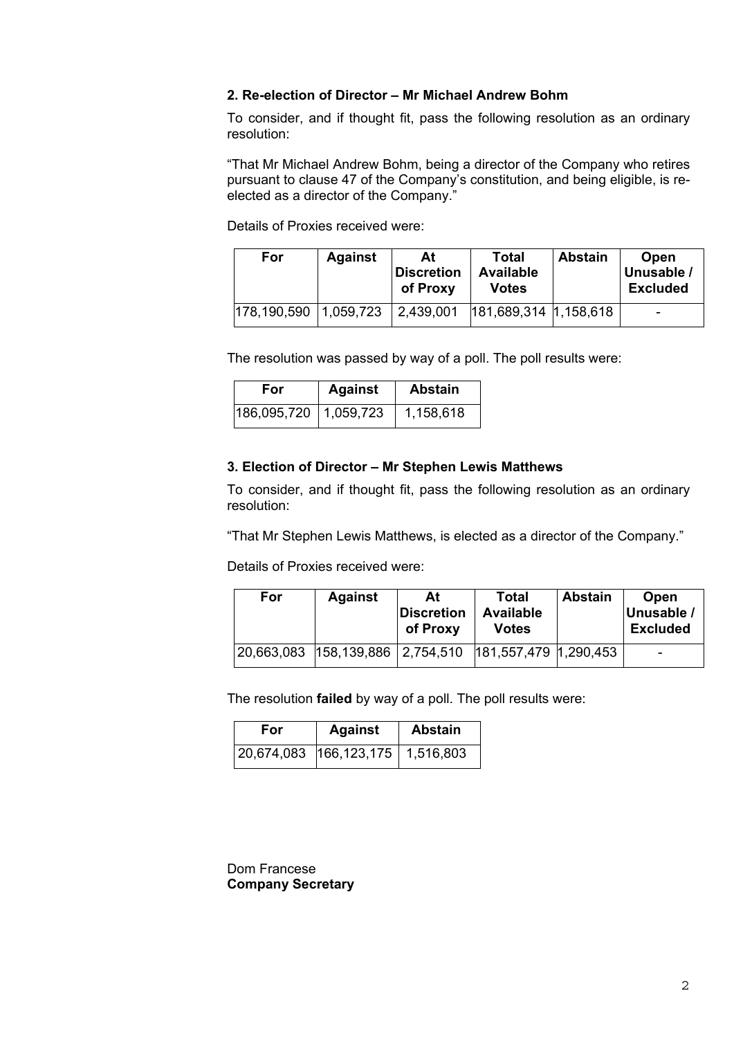### 2. Re-election of Director – Mr Michael Andrew Bohm

To consider, and if thought fit, pass the following resolution as an ordinary resolution:

"That Mr Michael Andrew Bohm, being a director of the Company who retires pursuant to clause 47 of the Company's constitution, and being eligible, is re-elected as a director of the Company."

Details of Proxies received were:

| For | Against | At Discretion of Proxy | Total Available Votes | Abstain | Open Unusable / Excluded |
|---|---|---|---|---|---|
| 178,190,590 | 1,059,723 | 2,439,001 | 181,689,314 | 1,158,618 | - |

The resolution was passed by way of a poll. The poll results were:

| For | Against | Abstain |
|---|---|---|
| 186,095,720 | 1,059,723 | 1,158,618 |

### 3. Election of Director – Mr Stephen Lewis Matthews

To consider, and if thought fit, pass the following resolution as an ordinary resolution:

"That Mr Stephen Lewis Matthews, is elected as a director of the Company."

Details of Proxies received were:

| For | Against | At Discretion of Proxy | Total Available Votes | Abstain | Open Unusable / Excluded |
|---|---|---|---|---|---|
| 20,663,083 | 158,139,886 | 2,754,510 | 181,557,479 | 1,290,453 | - |

The resolution **failed** by way of a poll. The poll results were:

| For | Against | Abstain |
|---|---|---|
| 20,674,083 | 166,123,175 | 1,516,803 |

Dom Francese
**Company Secretary**